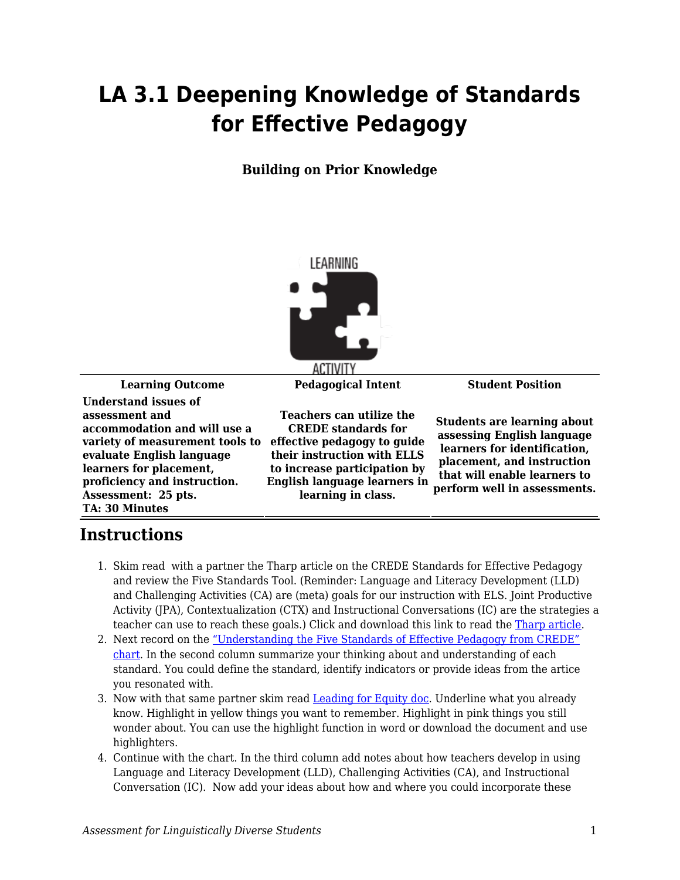# LA 3.1 Deepening Knowledge of Standards for Effective Pedagogy

**Building on Prior Knowledge**

| Learning Outcome | Pedagogical Intent | Student Position |
|---|---|---|
| **Understand issues of assessment and accommodation and will use a variety of measurement tools to evaluate English language learners for placement, proficiency and instruction. Assessment: 25 pts. TA: 30 Minutes** | **Teachers can utilize the CREDE standards for effective pedagogy to guide their instruction with ELLS to increase participation by English language learners in learning in class.** | **Students are learning about assessing English language learners for identification, placement, and instruction that will enable learners to perform well in assessments.** |

## Instructions

1. Skim read with a partner the Tharp article on the CREDE Standards for Effective Pedagogy and review the Five Standards Tool. (Reminder: Language and Literacy Development (LLD) and Challenging Activities (CA) are (meta) goals for our instruction with ELS. Joint Productive Activity (JPA), Contextualization (CTX) and Instructional Conversations (IC) are the strategies a teacher can use to reach these goals.) Click and download this link to read the [Tharp article](#).
2. Next record on the ["Understanding the Five Standards of Effective Pedagogy from CREDE" chart](#). In the second column summarize your thinking about and understanding of each standard. You could define the standard, identify indicators or provide ideas from the artice you resonated with.
3. Now with that same partner skim read [Leading for Equity doc](#). Underline what you already know. Highlight in yellow things you want to remember. Highlight in pink things you still wonder about. You can use the highlight function in word or download the document and use highlighters.
4. Continue with the chart. In the third column add notes about how teachers develop in using Language and Literacy Development (LLD), Challenging Activities (CA), and Instructional Conversation (IC). Now add your ideas about how and where you could incorporate these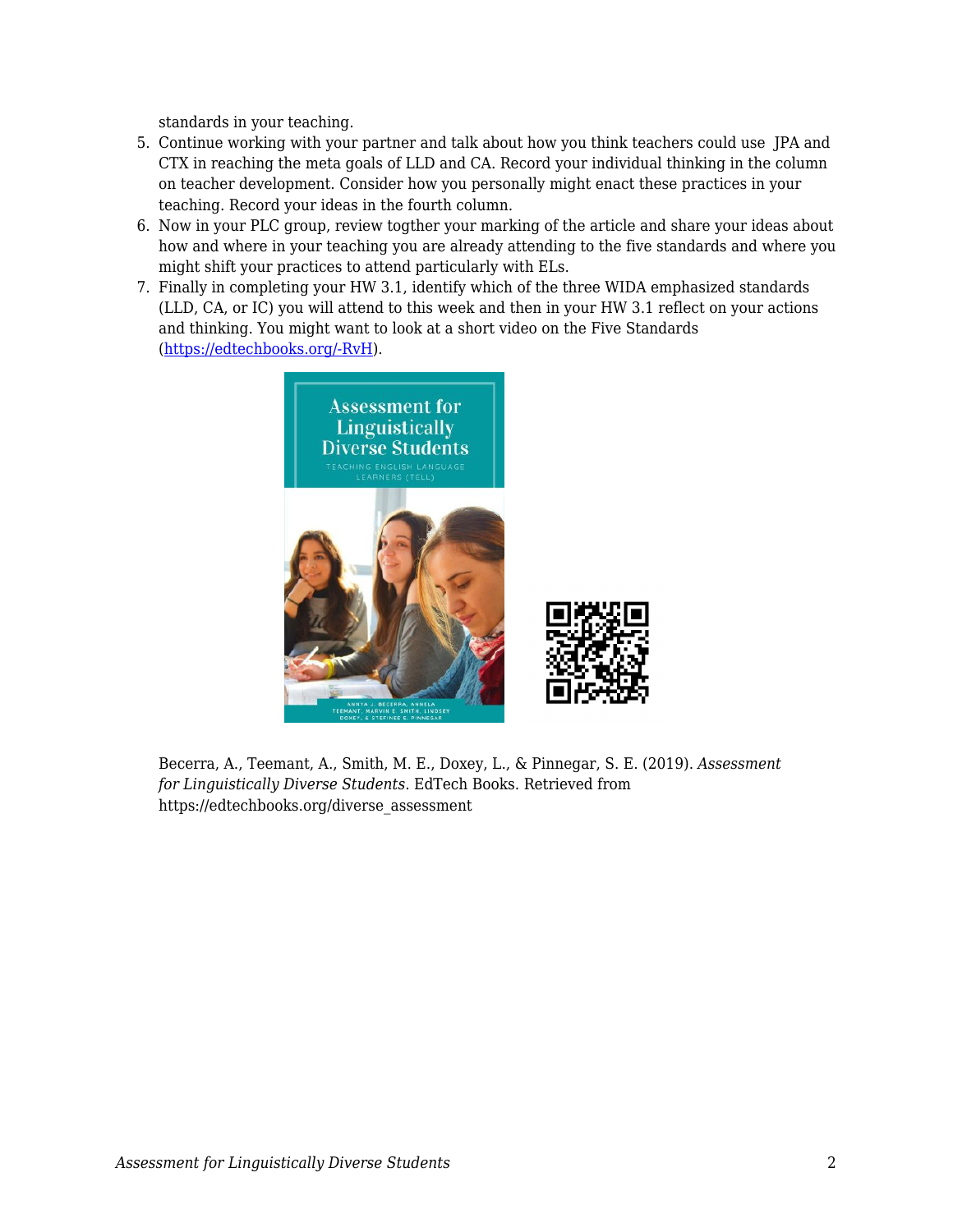standards in your teaching.

5. Continue working with your partner and talk about how you think teachers could use JPA and CTX in reaching the meta goals of LLD and CA. Record your individual thinking in the column on teacher development. Consider how you personally might enact these practices in your teaching. Record your ideas in the fourth column.
6. Now in your PLC group, review togther your marking of the article and share your ideas about how and where in your teaching you are already attending to the five standards and where you might shift your practices to attend particularly with ELs.
7. Finally in completing your HW 3.1, identify which of the three WIDA emphasized standards (LLD, CA, or IC) you will attend to this week and then in your HW 3.1 reflect on your actions and thinking. You might want to look at a short video on the Five Standards ([https://edtechbooks.org/-RvH](https://edtechbooks.org/-RvH)).

Becerra, A., Teemant, A., Smith, M. E., Doxey, L., & Pinnegar, S. E. (2019). *Assessment for Linguistically Diverse Students*. EdTech Books. Retrieved from https://edtechbooks.org/diverse_assessment